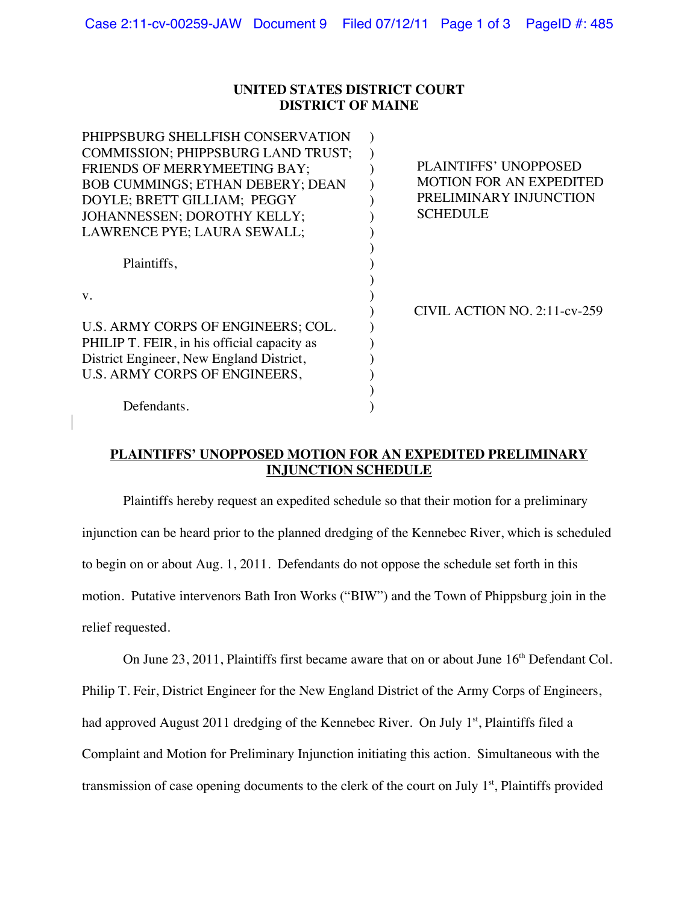**UNITED STATES DISTRICT COURT**
**DISTRICT OF MAINE**

| | | |
|---|---|---|
| PHIPPSBURG SHELLFISH CONSERVATION COMMISSION; PHIPPSBURG LAND TRUST; FRIENDS OF MERRYMEETING BAY; BOB CUMMINGS; ETHAN DEBERY; DEAN DOYLE; BRETT GILLIAM; PEGGY JOHANNESSEN; DOROTHY KELLY; LAWRENCE PYE; LAURA SEWALL;<br><br>Plaintiffs,<br><br>v.<br><br>U.S. ARMY CORPS OF ENGINEERS; COL. PHILIP T. FEIR, in his official capacity as District Engineer, New England District, U.S. ARMY CORPS OF ENGINEERS,<br><br>Defendants. | ) | PLAINTIFFS' UNOPPOSED MOTION FOR AN EXPEDITED PRELIMINARY INJUNCTION SCHEDULE<br><br>CIVIL ACTION NO. 2:11-cv-259 |

**PLAINTIFFS' UNOPPOSED MOTION FOR AN EXPEDITED PRELIMINARY INJUNCTION SCHEDULE**

Plaintiffs hereby request an expedited schedule so that their motion for a preliminary injunction can be heard prior to the planned dredging of the Kennebec River, which is scheduled to begin on or about Aug. 1, 2011. Defendants do not oppose the schedule set forth in this motion. Putative intervenors Bath Iron Works ("BIW") and the Town of Phippsburg join in the relief requested.

On June 23, 2011, Plaintiffs first became aware that on or about June 16th Defendant Col. Philip T. Feir, District Engineer for the New England District of the Army Corps of Engineers, had approved August 2011 dredging of the Kennebec River. On July 1st, Plaintiffs filed a Complaint and Motion for Preliminary Injunction initiating this action. Simultaneous with the transmission of case opening documents to the clerk of the court on July 1st, Plaintiffs provided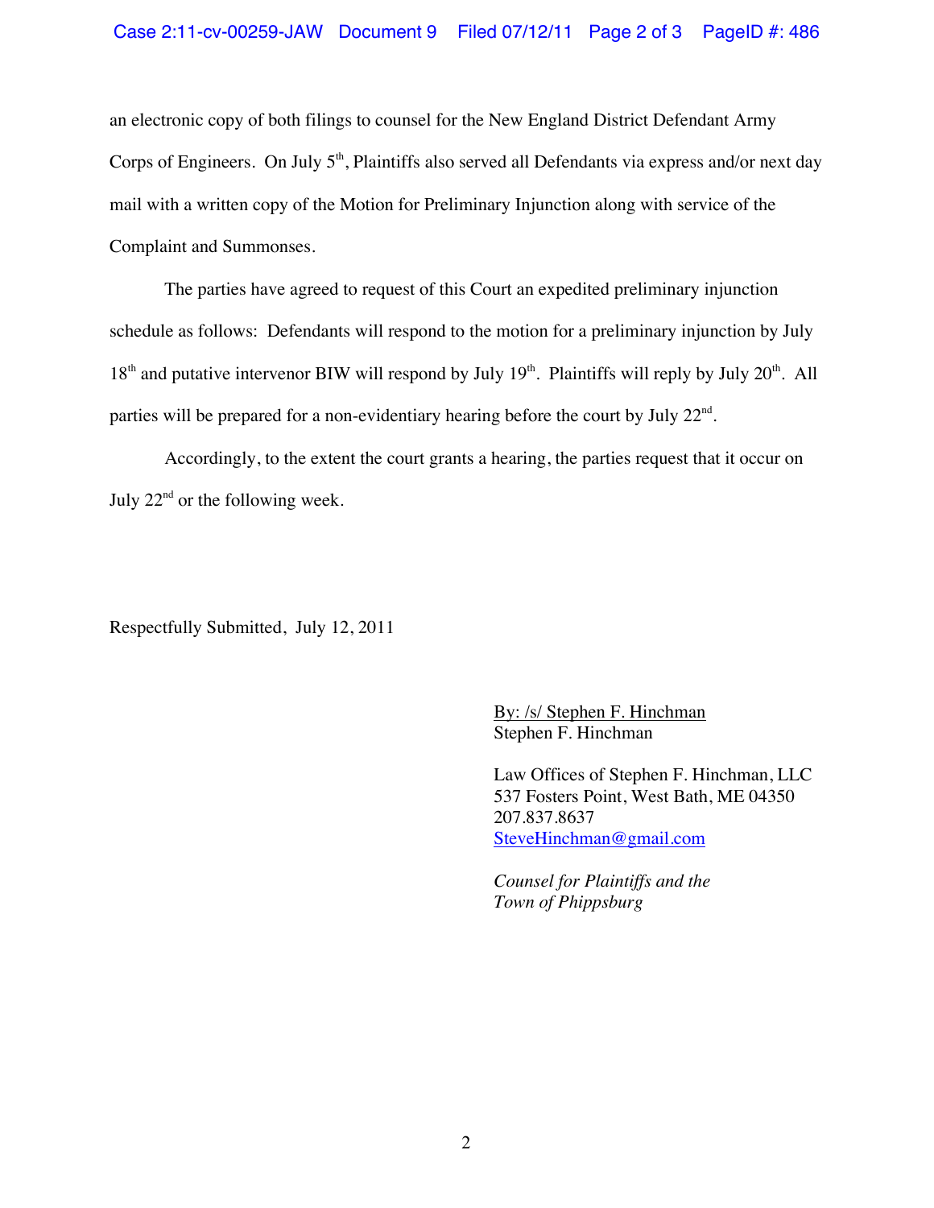an electronic copy of both filings to counsel for the New England District Defendant Army Corps of Engineers. On July 5th, Plaintiffs also served all Defendants via express and/or next day mail with a written copy of the Motion for Preliminary Injunction along with service of the Complaint and Summonses.

The parties have agreed to request of this Court an expedited preliminary injunction schedule as follows: Defendants will respond to the motion for a preliminary injunction by July 18th and putative intervenor BIW will respond by July 19th. Plaintiffs will reply by July 20th. All parties will be prepared for a non-evidentiary hearing before the court by July 22nd.

Accordingly, to the extent the court grants a hearing, the parties request that it occur on July 22nd or the following week.

Respectfully Submitted, July 12, 2011

By: /s/ Stephen F. Hinchman
Stephen F. Hinchman

Law Offices of Stephen F. Hinchman, LLC
537 Fosters Point, West Bath, ME 04350
207.837.8637
SteveHinchman@gmail.com

*Counsel for Plaintiffs and the Town of Phippsburg*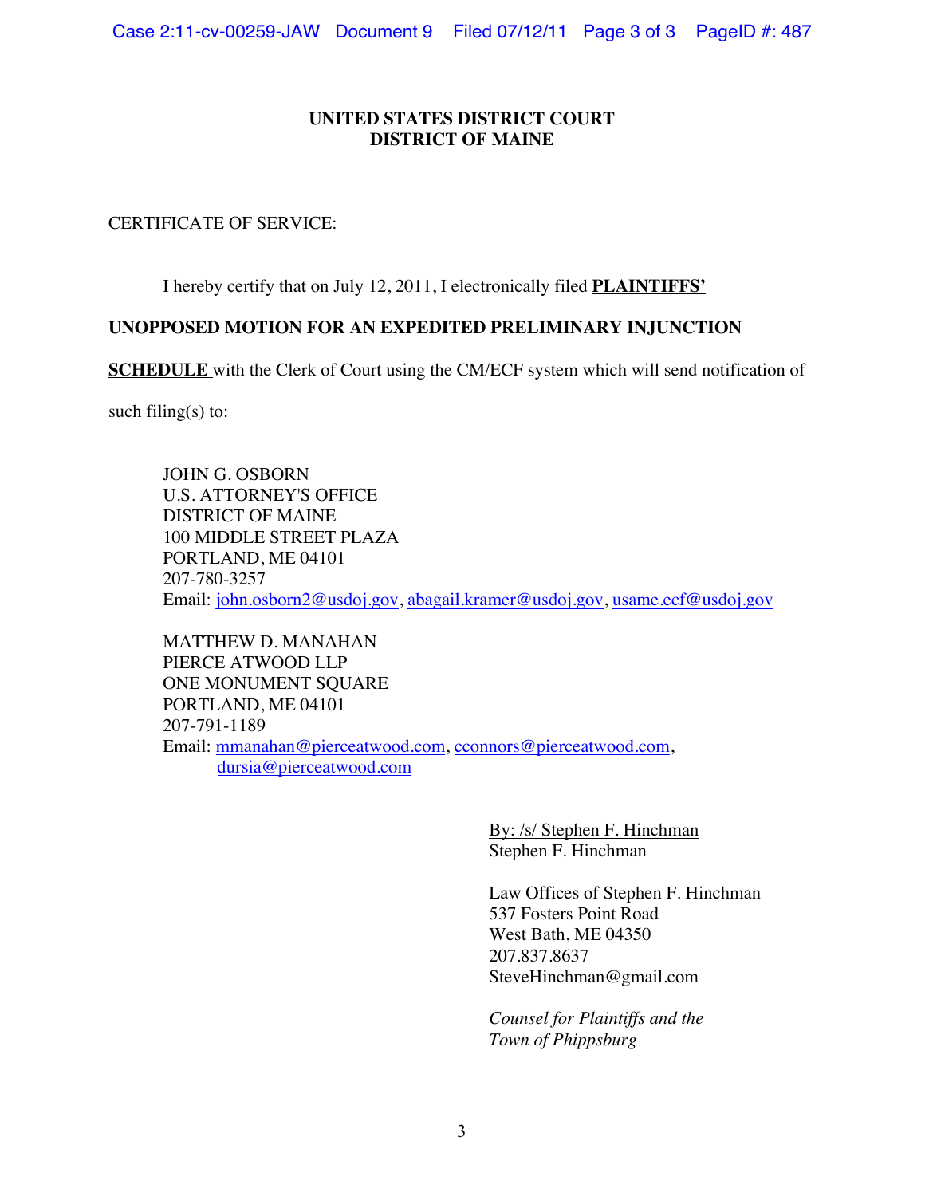**UNITED STATES DISTRICT COURT**
**DISTRICT OF MAINE**

CERTIFICATE OF SERVICE:

I hereby certify that on July 12, 2011, I electronically filed **PLAINTIFFS' UNOPPOSED MOTION FOR AN EXPEDITED PRELIMINARY INJUNCTION SCHEDULE** with the Clerk of Court using the CM/ECF system which will send notification of such filing(s) to:

JOHN G. OSBORN
U.S. ATTORNEY'S OFFICE
DISTRICT OF MAINE
100 MIDDLE STREET PLAZA
PORTLAND, ME 04101
207-780-3257
Email: john.osborn2@usdoj.gov, abagail.kramer@usdoj.gov, usame.ecf@usdoj.gov

MATTHEW D. MANAHAN
PIERCE ATWOOD LLP
ONE MONUMENT SQUARE
PORTLAND, ME 04101
207-791-1189
Email: mmanahan@pierceatwood.com, cconnors@pierceatwood.com, dursia@pierceatwood.com

By: /s/ Stephen F. Hinchman
Stephen F. Hinchman

Law Offices of Stephen F. Hinchman
537 Fosters Point Road
West Bath, ME 04350
207.837.8637
SteveHinchman@gmail.com

*Counsel for Plaintiffs and the Town of Phippsburg*